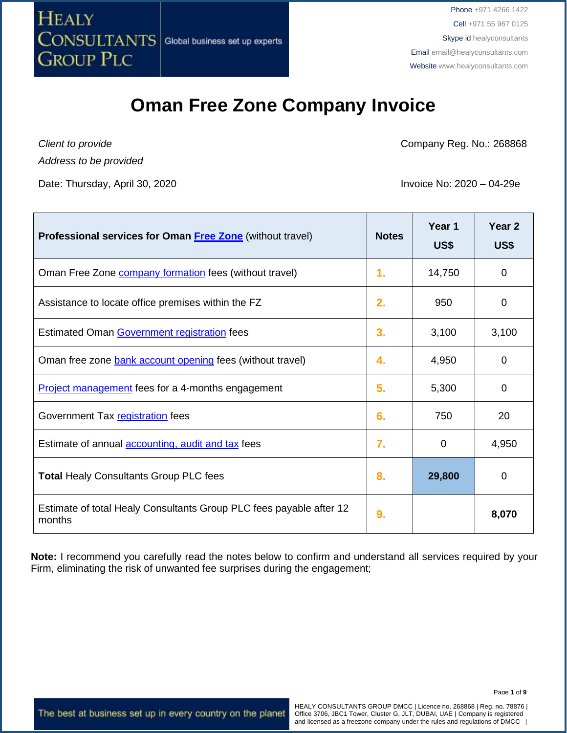HEALY CONSULTANTS GROUP PLC | Global business set up experts

Phone +971 4266 1422
Cell +971 55 967 0125
Skype id healyconsultants
Email email@healyconsultants.com
Website www.healyconsultants.com

# Oman Free Zone Company Invoice

*Client to provide*
*Address to be provided*

Company Reg. No.: 268868

Date: Thursday, April 30, 2020

Invoice No: 2020 – 04-29e

| Professional services for Oman Free Zone (without travel) | Notes | Year 1 US$ | Year 2 US$ |
|---|---|---|---|
| Oman Free Zone company formation fees (without travel) | 1. | 14,750 | 0 |
| Assistance to locate office premises within the FZ | 2. | 950 | 0 |
| Estimated Oman Government registration fees | 3. | 3,100 | 3,100 |
| Oman free zone bank account opening fees (without travel) | 4. | 4,950 | 0 |
| Project management fees for a 4-months engagement | 5. | 5,300 | 0 |
| Government Tax registration fees | 6. | 750 | 20 |
| Estimate of annual accounting, audit and tax fees | 7. | 0 | 4,950 |
| **Total** Healy Consultants Group PLC fees | 8. | **29,800** | 0 |
| Estimate of total Healy Consultants Group PLC fees payable after 12 months | 9. | | **8,070** |

**Note:** I recommend you carefully read the notes below to confirm and understand all services required by your Firm, eliminating the risk of unwanted fee surprises during the engagement;

The best at business set up in every country on the planet

HEALY CONSULTANTS GROUP DMCC | Licence no. 268868 | Reg. no. 78876 | Office 3706, JBC1 Tower, Cluster G, JLT, DUBAI, UAE | Company is registered and licensed as a freezone company under the rules and regulations of DMCC |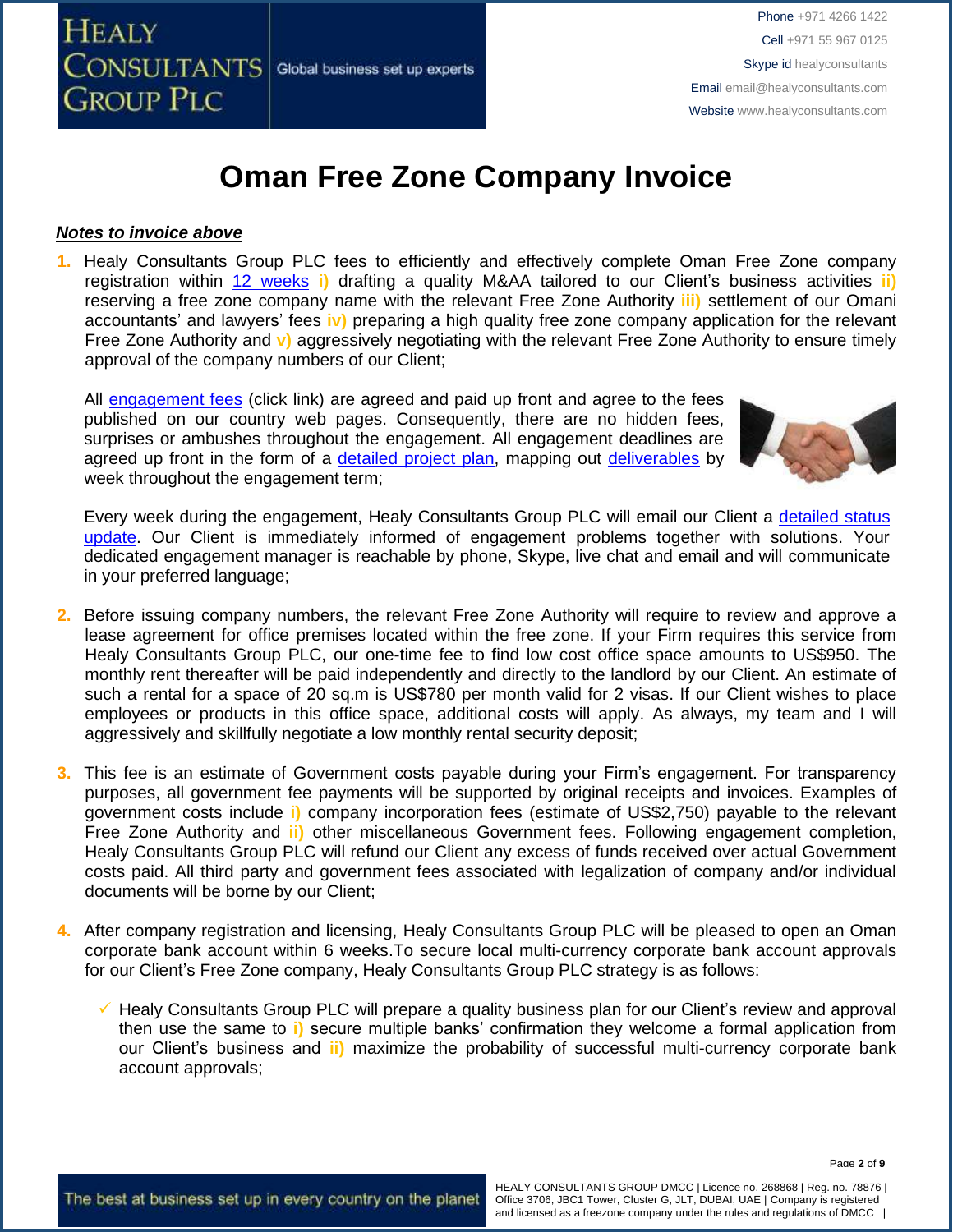# Oman Free Zone Company Invoice

***Notes to invoice above***

1. Healy Consultants Group PLC fees to efficiently and effectively complete Oman Free Zone company registration within 12 weeks **i)** drafting a quality M&AA tailored to our Client's business activities **ii)** reserving a free zone company name with the relevant Free Zone Authority **iii)** settlement of our Omani accountants' and lawyers' fees **iv)** preparing a high quality free zone company application for the relevant Free Zone Authority and **v)** aggressively negotiating with the relevant Free Zone Authority to ensure timely approval of the company numbers of our Client;

   All engagement fees (click link) are agreed and paid up front and agree to the fees published on our country web pages. Consequently, there are no hidden fees, surprises or ambushes throughout the engagement. All engagement deadlines are agreed up front in the form of a detailed project plan, mapping out deliverables by week throughout the engagement term;

   Every week during the engagement, Healy Consultants Group PLC will email our Client a detailed status update. Our Client is immediately informed of engagement problems together with solutions. Your dedicated engagement manager is reachable by phone, Skype, live chat and email and will communicate in your preferred language;

2. Before issuing company numbers, the relevant Free Zone Authority will require to review and approve a lease agreement for office premises located within the free zone. If your Firm requires this service from Healy Consultants Group PLC, our one-time fee to find low cost office space amounts to US$950. The monthly rent thereafter will be paid independently and directly to the landlord by our Client. An estimate of such a rental for a space of 20 sq.m is US$780 per month valid for 2 visas. If our Client wishes to place employees or products in this office space, additional costs will apply. As always, my team and I will aggressively and skillfully negotiate a low monthly rental security deposit;

3. This fee is an estimate of Government costs payable during your Firm's engagement. For transparency purposes, all government fee payments will be supported by original receipts and invoices. Examples of government costs include **i)** company incorporation fees (estimate of US$2,750) payable to the relevant Free Zone Authority and **ii)** other miscellaneous Government fees. Following engagement completion, Healy Consultants Group PLC will refund our Client any excess of funds received over actual Government costs paid. All third party and government fees associated with legalization of company and/or individual documents will be borne by our Client;

4. After company registration and licensing, Healy Consultants Group PLC will be pleased to open an Oman corporate bank account within 6 weeks.To secure local multi-currency corporate bank account approvals for our Client's Free Zone company, Healy Consultants Group PLC strategy is as follows:

   - ✓ Healy Consultants Group PLC will prepare a quality business plan for our Client's review and approval then use the same to **i)** secure multiple banks' confirmation they welcome a formal application from our Client's business and **ii)** maximize the probability of successful multi-currency corporate bank account approvals;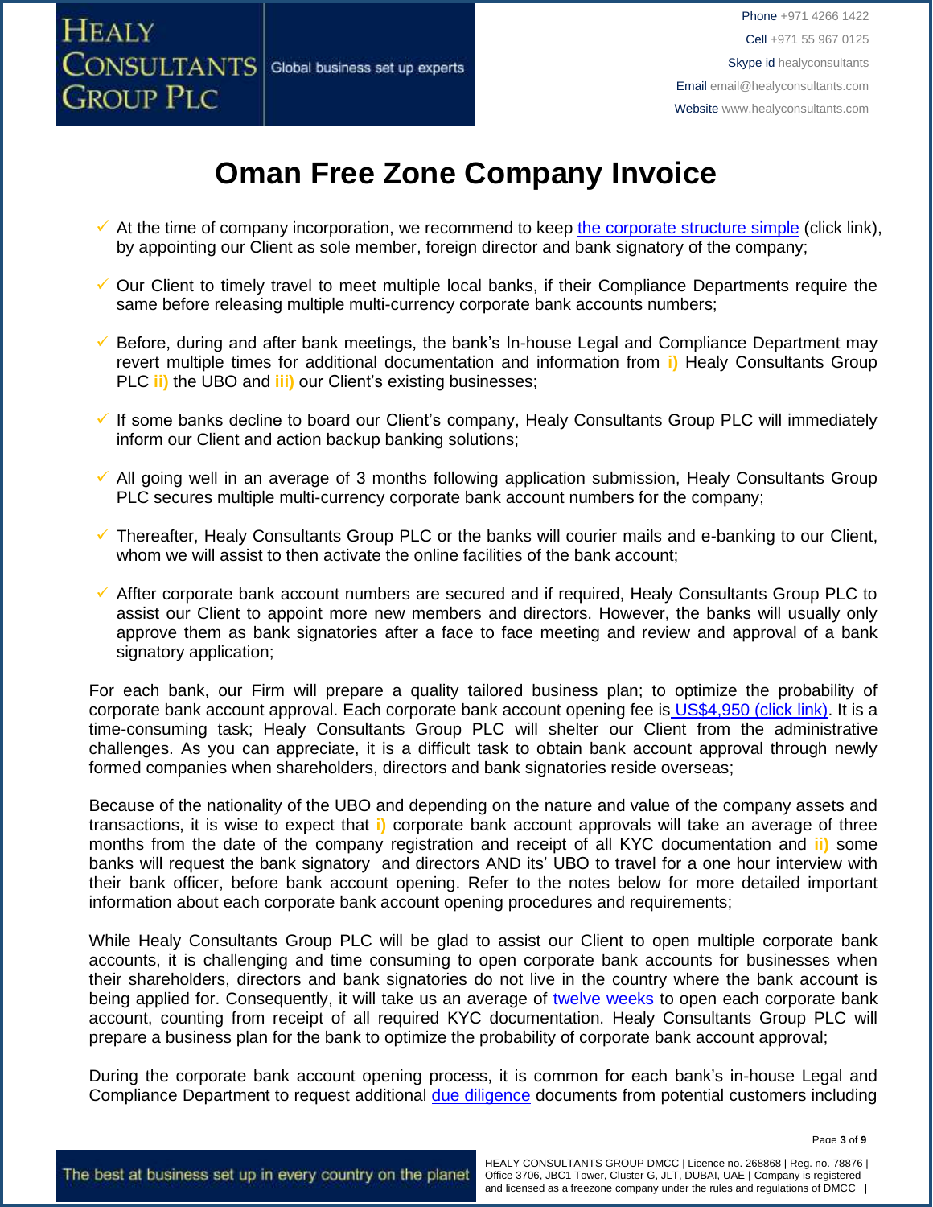# Oman Free Zone Company Invoice

- ✓ At the time of company incorporation, we recommend to keep the corporate structure simple (click link), by appointing our Client as sole member, foreign director and bank signatory of the company;
- ✓ Our Client to timely travel to meet multiple local banks, if their Compliance Departments require the same before releasing multiple multi-currency corporate bank accounts numbers;
- ✓ Before, during and after bank meetings, the bank's In-house Legal and Compliance Department may revert multiple times for additional documentation and information from **i)** Healy Consultants Group PLC **ii)** the UBO and **iii)** our Client's existing businesses;
- ✓ If some banks decline to board our Client's company, Healy Consultants Group PLC will immediately inform our Client and action backup banking solutions;
- ✓ All going well in an average of 3 months following application submission, Healy Consultants Group PLC secures multiple multi-currency corporate bank account numbers for the company;
- ✓ Thereafter, Healy Consultants Group PLC or the banks will courier mails and e-banking to our Client, whom we will assist to then activate the online facilities of the bank account;
- ✓ Affter corporate bank account numbers are secured and if required, Healy Consultants Group PLC to assist our Client to appoint more new members and directors. However, the banks will usually only approve them as bank signatories after a face to face meeting and review and approval of a bank signatory application;

For each bank, our Firm will prepare a quality tailored business plan; to optimize the probability of corporate bank account approval. Each corporate bank account opening fee is US$4,950 (click link). It is a time-consuming task; Healy Consultants Group PLC will shelter our Client from the administrative challenges. As you can appreciate, it is a difficult task to obtain bank account approval through newly formed companies when shareholders, directors and bank signatories reside overseas;

Because of the nationality of the UBO and depending on the nature and value of the company assets and transactions, it is wise to expect that **i)** corporate bank account approvals will take an average of three months from the date of the company registration and receipt of all KYC documentation and **ii)** some banks will request the bank signatory and directors AND its' UBO to travel for a one hour interview with their bank officer, before bank account opening. Refer to the notes below for more detailed important information about each corporate bank account opening procedures and requirements;

While Healy Consultants Group PLC will be glad to assist our Client to open multiple corporate bank accounts, it is challenging and time consuming to open corporate bank accounts for businesses when their shareholders, directors and bank signatories do not live in the country where the bank account is being applied for. Consequently, it will take us an average of twelve weeks to open each corporate bank account, counting from receipt of all required KYC documentation. Healy Consultants Group PLC will prepare a business plan for the bank to optimize the probability of corporate bank account approval;

During the corporate bank account opening process, it is common for each bank's in-house Legal and Compliance Department to request additional due diligence documents from potential customers including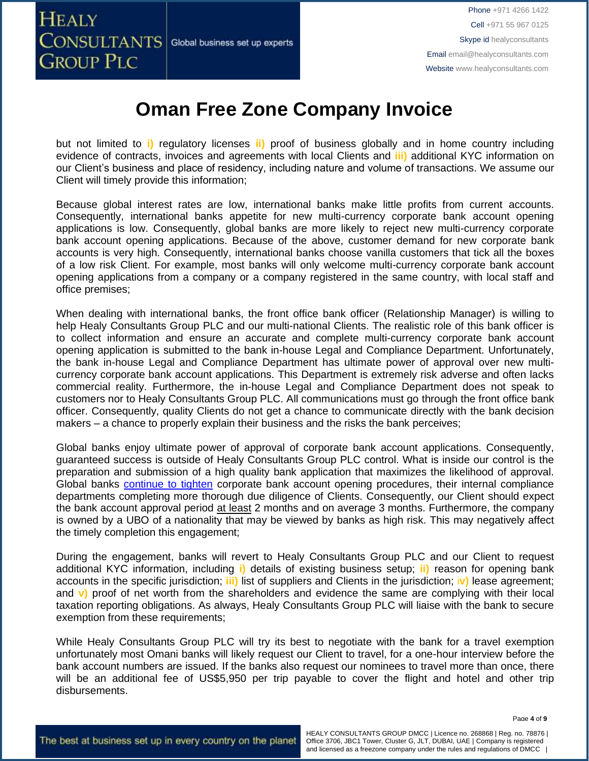# Oman Free Zone Company Invoice

but not limited to **i)** regulatory licenses **ii)** proof of business globally and in home country including evidence of contracts, invoices and agreements with local Clients and **iii)** additional KYC information on our Client's business and place of residency, including nature and volume of transactions. We assume our Client will timely provide this information;

Because global interest rates are low, international banks make little profits from current accounts. Consequently, international banks appetite for new multi-currency corporate bank account opening applications is low. Consequently, global banks are more likely to reject new multi-currency corporate bank account opening applications. Because of the above, customer demand for new corporate bank accounts is very high. Consequently, international banks choose vanilla customers that tick all the boxes of a low risk Client. For example, most banks will only welcome multi-currency corporate bank account opening applications from a company or a company registered in the same country, with local staff and office premises;

When dealing with international banks, the front office bank officer (Relationship Manager) is willing to help Healy Consultants Group PLC and our multi-national Clients. The realistic role of this bank officer is to collect information and ensure an accurate and complete multi-currency corporate bank account opening application is submitted to the bank in-house Legal and Compliance Department. Unfortunately, the bank in-house Legal and Compliance Department has ultimate power of approval over new multi-currency corporate bank account applications. This Department is extremely risk adverse and often lacks commercial reality. Furthermore, the in-house Legal and Compliance Department does not speak to customers nor to Healy Consultants Group PLC. All communications must go through the front office bank officer. Consequently, quality Clients do not get a chance to communicate directly with the bank decision makers – a chance to properly explain their business and the risks the bank perceives;

Global banks enjoy ultimate power of approval of corporate bank account applications. Consequently, guaranteed success is outside of Healy Consultants Group PLC control. What is inside our control is the preparation and submission of a high quality bank application that maximizes the likelihood of approval. Global banks continue to tighten corporate bank account opening procedures, their internal compliance departments completing more thorough due diligence of Clients. Consequently, our Client should expect the bank account approval period at least 2 months and on average 3 months. Furthermore, the company is owned by a UBO of a nationality that may be viewed by banks as high risk. This may negatively affect the timely completion this engagement;

During the engagement, banks will revert to Healy Consultants Group PLC and our Client to request additional KYC information, including **i)** details of existing business setup; **ii)** reason for opening bank accounts in the specific jurisdiction; **iii)** list of suppliers and Clients in the jurisdiction; **iv)** lease agreement; and **v)** proof of net worth from the shareholders and evidence the same are complying with their local taxation reporting obligations. As always, Healy Consultants Group PLC will liaise with the bank to secure exemption from these requirements;

While Healy Consultants Group PLC will try its best to negotiate with the bank for a travel exemption unfortunately most Omani banks will likely request our Client to travel, for a one-hour interview before the bank account numbers are issued. If the banks also request our nominees to travel more than once, there will be an additional fee of US$5,950 per trip payable to cover the flight and hotel and other trip disbursements.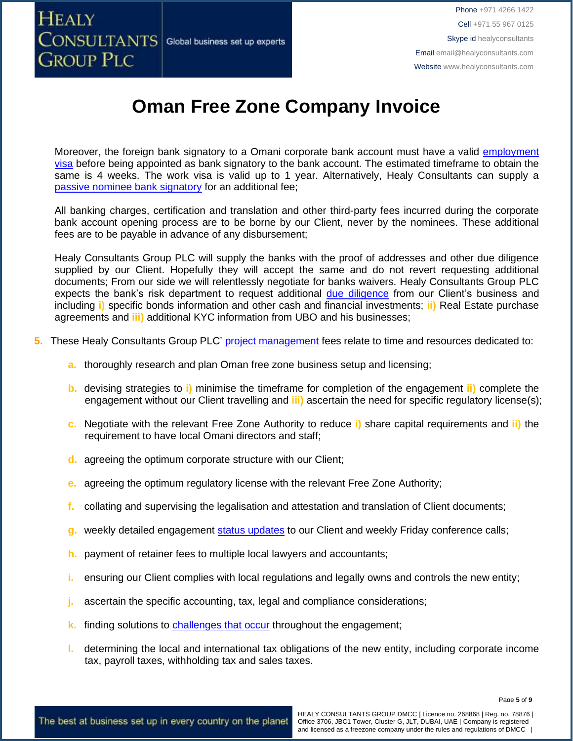# Oman Free Zone Company Invoice

Moreover, the foreign bank signatory to a Omani corporate bank account must have a valid employment visa before being appointed as bank signatory to the bank account. The estimated timeframe to obtain the same is 4 weeks. The work visa is valid up to 1 year. Alternatively, Healy Consultants can supply a passive nominee bank signatory for an additional fee;

All banking charges, certification and translation and other third-party fees incurred during the corporate bank account opening process are to be borne by our Client, never by the nominees. These additional fees are to be payable in advance of any disbursement;

Healy Consultants Group PLC will supply the banks with the proof of addresses and other due diligence supplied by our Client. Hopefully they will accept the same and do not revert requesting additional documents; From our side we will relentlessly negotiate for banks waivers. Healy Consultants Group PLC expects the bank's risk department to request additional due diligence from our Client's business and including **i)** specific bonds information and other cash and financial investments; **ii)** Real Estate purchase agreements and **iii)** additional KYC information from UBO and his businesses;

5. These Healy Consultants Group PLC' project management fees relate to time and resources dedicated to:

   a. thoroughly research and plan Oman free zone business setup and licensing;

   b. devising strategies to **i)** minimise the timeframe for completion of the engagement **ii)** complete the engagement without our Client travelling and **iii)** ascertain the need for specific regulatory license(s);

   c. Negotiate with the relevant Free Zone Authority to reduce **i)** share capital requirements and **ii)** the requirement to have local Omani directors and staff;

   d. agreeing the optimum corporate structure with our Client;

   e. agreeing the optimum regulatory license with the relevant Free Zone Authority;

   f. collating and supervising the legalisation and attestation and translation of Client documents;

   g. weekly detailed engagement status updates to our Client and weekly Friday conference calls;

   h. payment of retainer fees to multiple local lawyers and accountants;

   i. ensuring our Client complies with local regulations and legally owns and controls the new entity;

   j. ascertain the specific accounting, tax, legal and compliance considerations;

   k. finding solutions to challenges that occur throughout the engagement;

   l. determining the local and international tax obligations of the new entity, including corporate income tax, payroll taxes, withholding tax and sales taxes.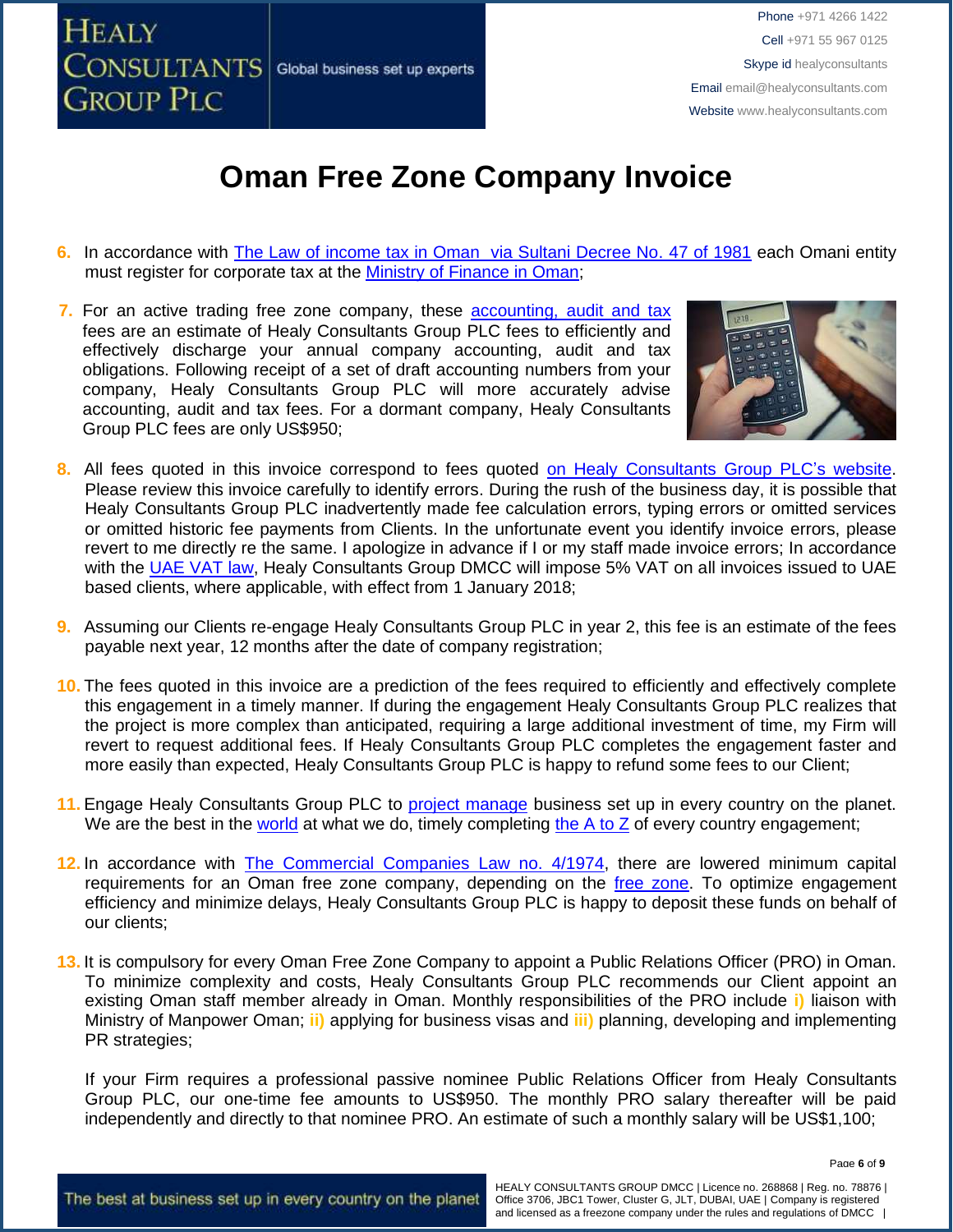# Oman Free Zone Company Invoice

6. In accordance with The Law of income tax in Oman via Sultani Decree No. 47 of 1981 each Omani entity must register for corporate tax at the Ministry of Finance in Oman;

7. For an active trading free zone company, these accounting, audit and tax fees are an estimate of Healy Consultants Group PLC fees to efficiently and effectively discharge your annual company accounting, audit and tax obligations. Following receipt of a set of draft accounting numbers from your company, Healy Consultants Group PLC will more accurately advise accounting, audit and tax fees. For a dormant company, Healy Consultants Group PLC fees are only US$950;

8. All fees quoted in this invoice correspond to fees quoted on Healy Consultants Group PLC's website. Please review this invoice carefully to identify errors. During the rush of the business day, it is possible that Healy Consultants Group PLC inadvertently made fee calculation errors, typing errors or omitted services or omitted historic fee payments from Clients. In the unfortunate event you identify invoice errors, please revert to me directly re the same. I apologize in advance if I or my staff made invoice errors; In accordance with the UAE VAT law, Healy Consultants Group DMCC will impose 5% VAT on all invoices issued to UAE based clients, where applicable, with effect from 1 January 2018;

9. Assuming our Clients re-engage Healy Consultants Group PLC in year 2, this fee is an estimate of the fees payable next year, 12 months after the date of company registration;

10. The fees quoted in this invoice are a prediction of the fees required to efficiently and effectively complete this engagement in a timely manner. If during the engagement Healy Consultants Group PLC realizes that the project is more complex than anticipated, requiring a large additional investment of time, my Firm will revert to request additional fees. If Healy Consultants Group PLC completes the engagement faster and more easily than expected, Healy Consultants Group PLC is happy to refund some fees to our Client;

11. Engage Healy Consultants Group PLC to project manage business set up in every country on the planet. We are the best in the world at what we do, timely completing the A to Z of every country engagement;

12. In accordance with The Commercial Companies Law no. 4/1974, there are lowered minimum capital requirements for an Oman free zone company, depending on the free zone. To optimize engagement efficiency and minimize delays, Healy Consultants Group PLC is happy to deposit these funds on behalf of our clients;

13. It is compulsory for every Oman Free Zone Company to appoint a Public Relations Officer (PRO) in Oman. To minimize complexity and costs, Healy Consultants Group PLC recommends our Client appoint an existing Oman staff member already in Oman. Monthly responsibilities of the PRO include **i)** liaison with Ministry of Manpower Oman; **ii)** applying for business visas and **iii)** planning, developing and implementing PR strategies;

    If your Firm requires a professional passive nominee Public Relations Officer from Healy Consultants Group PLC, our one-time fee amounts to US$950. The monthly PRO salary thereafter will be paid independently and directly to that nominee PRO. An estimate of such a monthly salary will be US$1,100;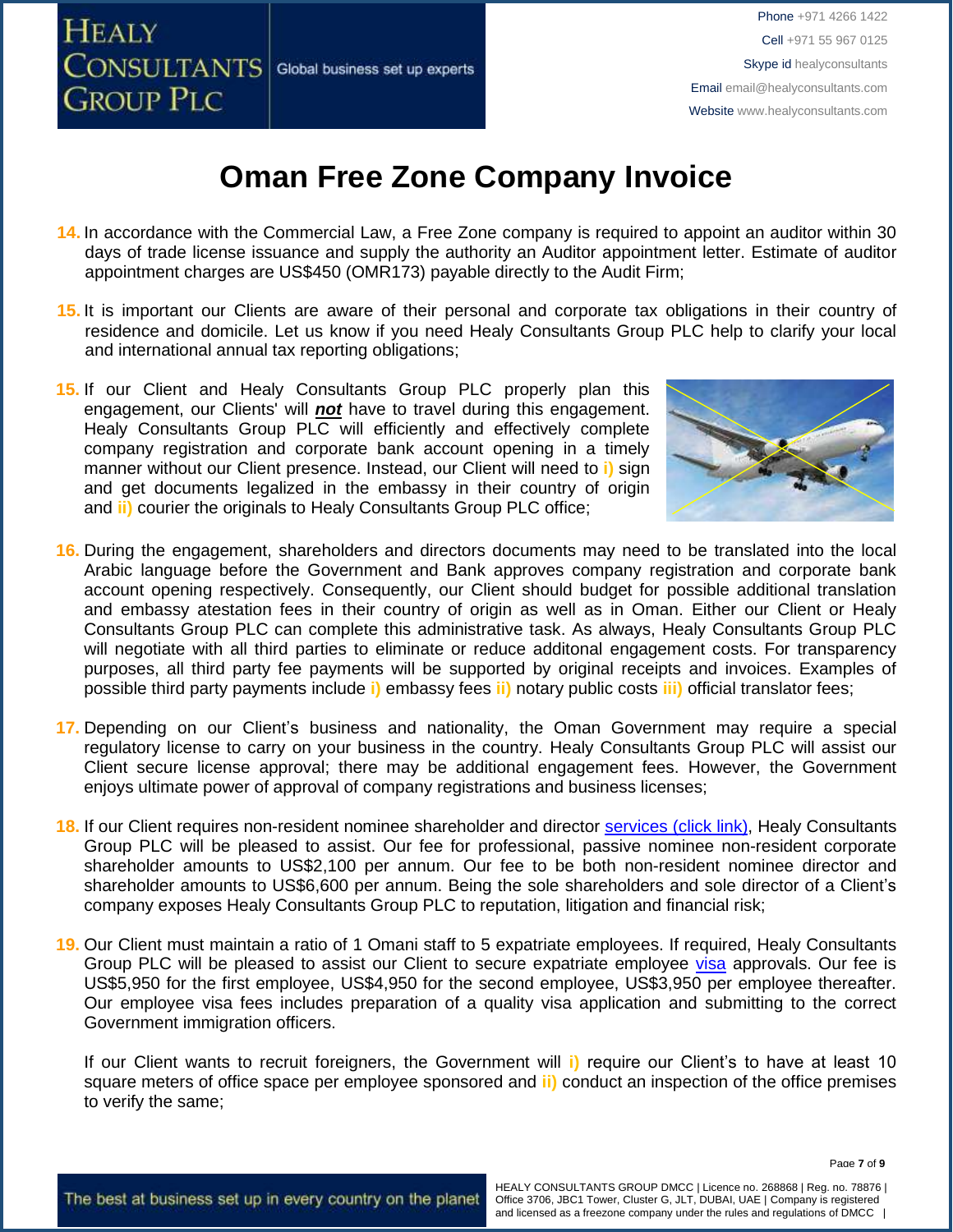# Oman Free Zone Company Invoice

14. In accordance with the Commercial Law, a Free Zone company is required to appoint an auditor within 30 days of trade license issuance and supply the authority an Auditor appointment letter. Estimate of auditor appointment charges are US$450 (OMR173) payable directly to the Audit Firm;

15. It is important our Clients are aware of their personal and corporate tax obligations in their country of residence and domicile. Let us know if you need Healy Consultants Group PLC help to clarify your local and international annual tax reporting obligations;

15. If our Client and Healy Consultants Group PLC properly plan this engagement, our Clients' will ***not*** have to travel during this engagement. Healy Consultants Group PLC will efficiently and effectively complete company registration and corporate bank account opening in a timely manner without our Client presence. Instead, our Client will need to i) sign and get documents legalized in the embassy in their country of origin and ii) courier the originals to Healy Consultants Group PLC office;

16. During the engagement, shareholders and directors documents may need to be translated into the local Arabic language before the Government and Bank approves company registration and corporate bank account opening respectively. Consequently, our Client should budget for possible additional translation and embassy atestation fees in their country of origin as well as in Oman. Either our Client or Healy Consultants Group PLC can complete this administrative task. As always, Healy Consultants Group PLC will negotiate with all third parties to eliminate or reduce additonal engagement costs. For transparency purposes, all third party fee payments will be supported by original receipts and invoices. Examples of possible third party payments include i) embassy fees ii) notary public costs iii) official translator fees;

17. Depending on our Client's business and nationality, the Oman Government may require a special regulatory license to carry on your business in the country. Healy Consultants Group PLC will assist our Client secure license approval; there may be additional engagement fees. However, the Government enjoys ultimate power of approval of company registrations and business licenses;

18. If our Client requires non-resident nominee shareholder and director services (click link), Healy Consultants Group PLC will be pleased to assist. Our fee for professional, passive nominee non-resident corporate shareholder amounts to US$2,100 per annum. Our fee to be both non-resident nominee director and shareholder amounts to US$6,600 per annum. Being the sole shareholders and sole director of a Client's company exposes Healy Consultants Group PLC to reputation, litigation and financial risk;

19. Our Client must maintain a ratio of 1 Omani staff to 5 expatriate employees. If required, Healy Consultants Group PLC will be pleased to assist our Client to secure expatriate employee visa approvals. Our fee is US$5,950 for the first employee, US$4,950 for the second employee, US$3,950 per employee thereafter. Our employee visa fees includes preparation of a quality visa application and submitting to the correct Government immigration officers.

    If our Client wants to recruit foreigners, the Government will i) require our Client's to have at least 10 square meters of office space per employee sponsored and ii) conduct an inspection of the office premises to verify the same;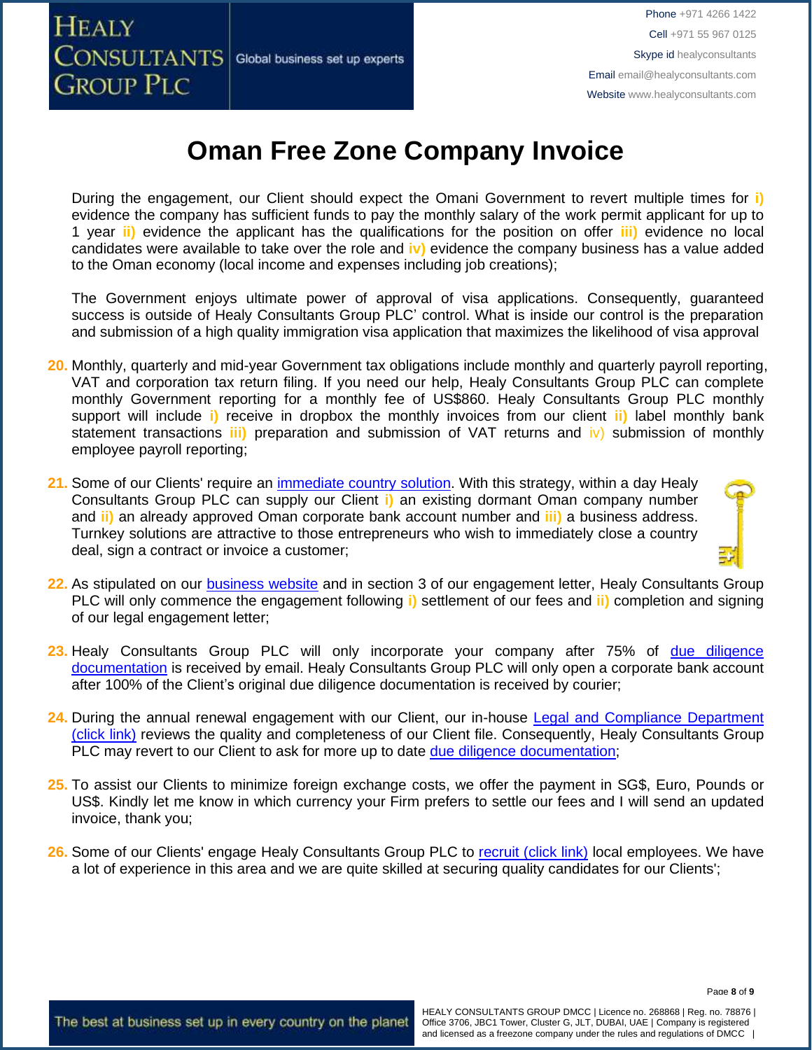# Oman Free Zone Company Invoice

During the engagement, our Client should expect the Omani Government to revert multiple times for i) evidence the company has sufficient funds to pay the monthly salary of the work permit applicant for up to 1 year ii) evidence the applicant has the qualifications for the position on offer iii) evidence no local candidates were available to take over the role and iv) evidence the company business has a value added to the Oman economy (local income and expenses including job creations);

The Government enjoys ultimate power of approval of visa applications. Consequently, guaranteed success is outside of Healy Consultants Group PLC' control. What is inside our control is the preparation and submission of a high quality immigration visa application that maximizes the likelihood of visa approval

20. Monthly, quarterly and mid-year Government tax obligations include monthly and quarterly payroll reporting, VAT and corporation tax return filing. If you need our help, Healy Consultants Group PLC can complete monthly Government reporting for a monthly fee of US$860. Healy Consultants Group PLC monthly support will include i) receive in dropbox the monthly invoices from our client ii) label monthly bank statement transactions iii) preparation and submission of VAT returns and iv) submission of monthly employee payroll reporting;

21. Some of our Clients' require an immediate country solution. With this strategy, within a day Healy Consultants Group PLC can supply our Client i) an existing dormant Oman company number and ii) an already approved Oman corporate bank account number and iii) a business address. Turnkey solutions are attractive to those entrepreneurs who wish to immediately close a country deal, sign a contract or invoice a customer;

22. As stipulated on our business website and in section 3 of our engagement letter, Healy Consultants Group PLC will only commence the engagement following i) settlement of our fees and ii) completion and signing of our legal engagement letter;

23. Healy Consultants Group PLC will only incorporate your company after 75% of due diligence documentation is received by email. Healy Consultants Group PLC will only open a corporate bank account after 100% of the Client's original due diligence documentation is received by courier;

24. During the annual renewal engagement with our Client, our in-house Legal and Compliance Department (click link) reviews the quality and completeness of our Client file. Consequently, Healy Consultants Group PLC may revert to our Client to ask for more up to date due diligence documentation;

25. To assist our Clients to minimize foreign exchange costs, we offer the payment in SG$, Euro, Pounds or US$. Kindly let me know in which currency your Firm prefers to settle our fees and I will send an updated invoice, thank you;

26. Some of our Clients' engage Healy Consultants Group PLC to recruit (click link) local employees. We have a lot of experience in this area and we are quite skilled at securing quality candidates for our Clients';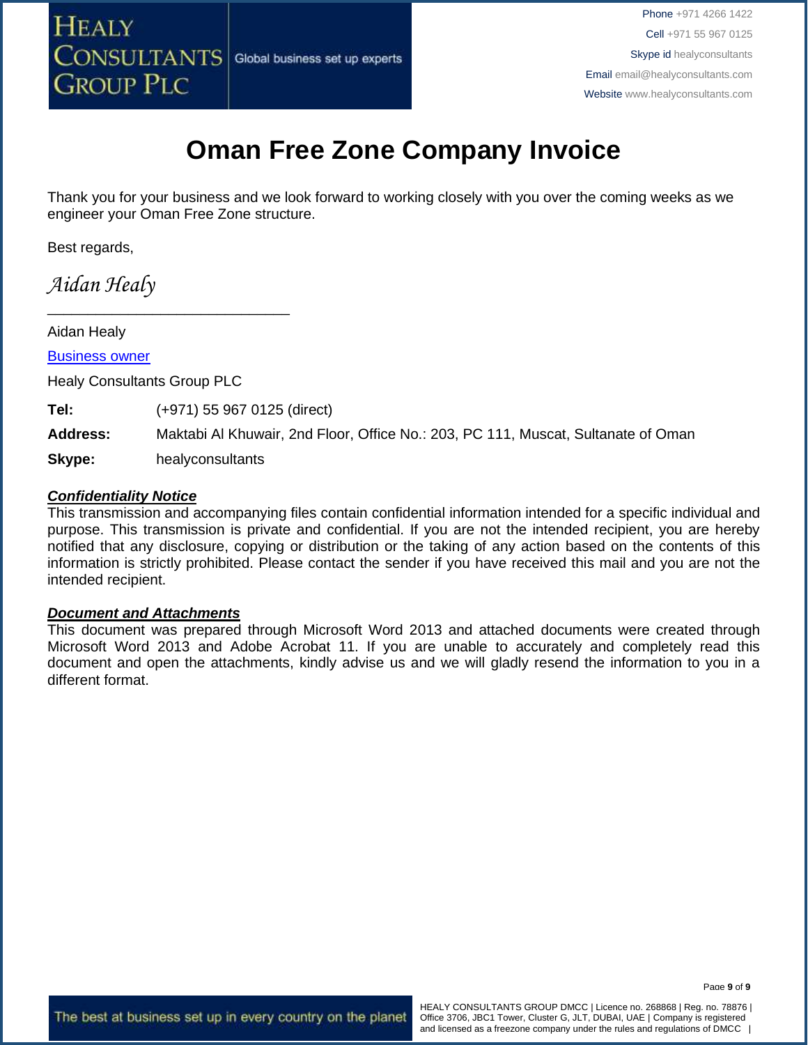# Oman Free Zone Company Invoice

Thank you for your business and we look forward to working closely with you over the coming weeks as we engineer your Oman Free Zone structure.

Best regards,

*Aidan Healy*

______________________________

Aidan Healy

[Business owner]

Healy Consultants Group PLC

| | |
|---|---|
| **Tel:** | (+971) 55 967 0125 (direct) |
| **Address:** | Maktabi Al Khuwair, 2nd Floor, Office No.: 203, PC 111, Muscat, Sultanate of Oman |
| **Skype:** | healyconsultants |

***Confidentiality Notice***

This transmission and accompanying files contain confidential information intended for a specific individual and purpose. This transmission is private and confidential. If you are not the intended recipient, you are hereby notified that any disclosure, copying or distribution or the taking of any action based on the contents of this information is strictly prohibited. Please contact the sender if you have received this mail and you are not the intended recipient.

***Document and Attachments***

This document was prepared through Microsoft Word 2013 and attached documents were created through Microsoft Word 2013 and Adobe Acrobat 11. If you are unable to accurately and completely read this document and open the attachments, kindly advise us and we will gladly resend the information to you in a different format.